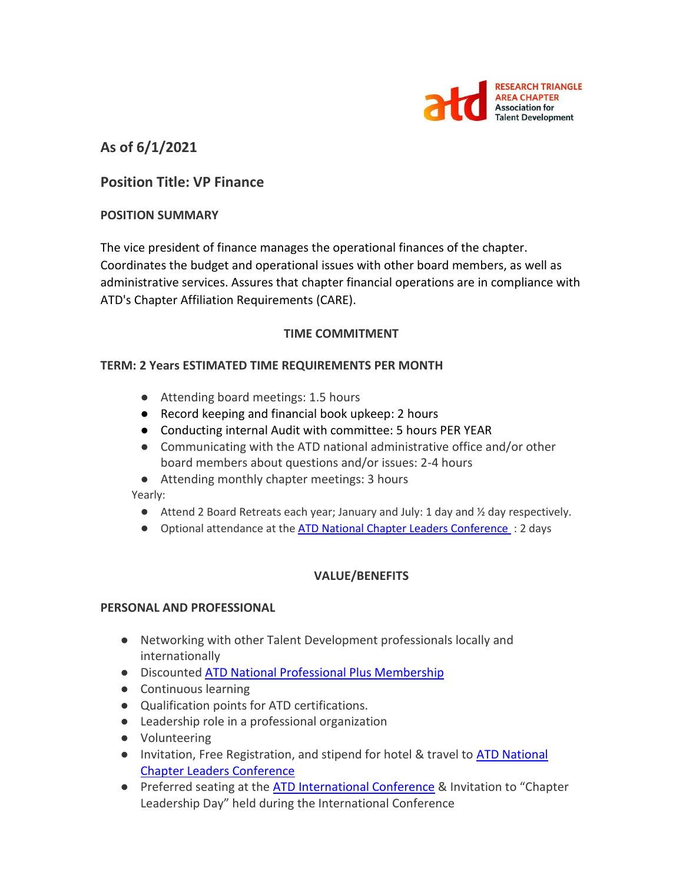RESEARCH TRIANGLE AREA CHAPTER
Association for Talent Development

## As of 6/1/2021

## Position Title: VP Finance

**POSITION SUMMARY**

The vice president of finance manages the operational finances of the chapter. Coordinates the budget and operational issues with other board members, as well as administrative services. Assures that chapter financial operations are in compliance with ATD's Chapter Affiliation Requirements (CARE).

**TIME COMMITMENT**

**TERM: 2 Years ESTIMATED TIME REQUIREMENTS PER MONTH**

- Attending board meetings: 1.5 hours
- Record keeping and financial book upkeep: 2 hours
- Conducting internal Audit with committee: 5 hours PER YEAR
- Communicating with the ATD national administrative office and/or other board members about questions and/or issues: 2-4 hours
- Attending monthly chapter meetings: 3 hours

Yearly:

- Attend 2 Board Retreats each year; January and July: 1 day and ½ day respectively.
- Optional attendance at the [ATD National Chapter Leaders Conference](): 2 days

**VALUE/BENEFITS**

**PERSONAL AND PROFESSIONAL**

- Networking with other Talent Development professionals locally and internationally
- Discounted [ATD National Professional Plus Membership]()
- Continuous learning
- Qualification points for ATD certifications.
- Leadership role in a professional organization
- Volunteering
- Invitation, Free Registration, and stipend for hotel & travel to [ATD National Chapter Leaders Conference]()
- Preferred seating at the [ATD International Conference]() & Invitation to "Chapter Leadership Day" held during the International Conference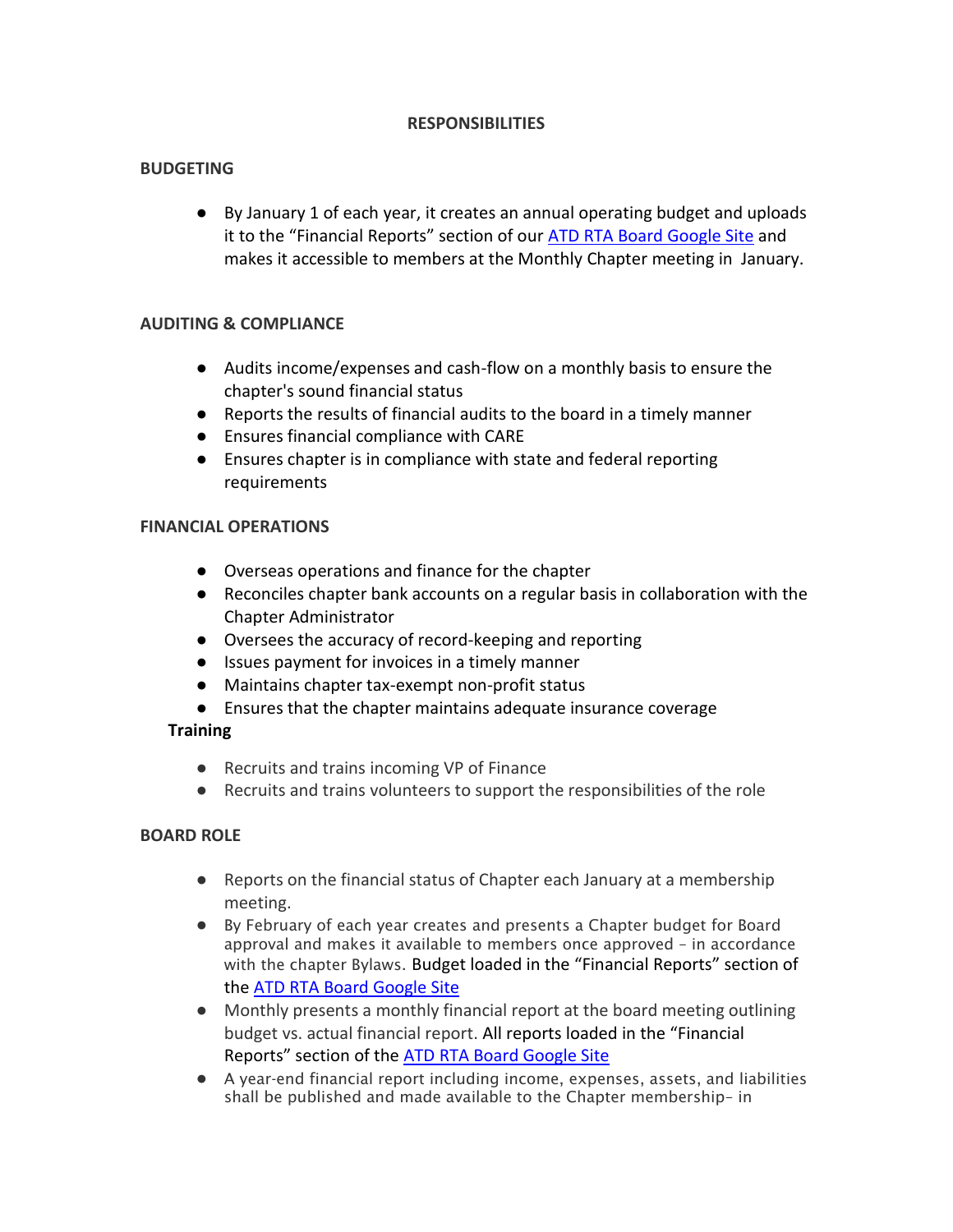## RESPONSIBILITIES

### BUDGETING

- By January 1 of each year, it creates an annual operating budget and uploads it to the "Financial Reports" section of our [ATD RTA Board Google Site]() and makes it accessible to members at the Monthly Chapter meeting in January.

### AUDITING & COMPLIANCE

- Audits income/expenses and cash-flow on a monthly basis to ensure the chapter's sound financial status
- Reports the results of financial audits to the board in a timely manner
- Ensures financial compliance with CARE
- Ensures chapter is in compliance with state and federal reporting requirements

### FINANCIAL OPERATIONS

- Overseas operations and finance for the chapter
- Reconciles chapter bank accounts on a regular basis in collaboration with the Chapter Administrator
- Oversees the accuracy of record-keeping and reporting
- Issues payment for invoices in a timely manner
- Maintains chapter tax-exempt non-profit status
- Ensures that the chapter maintains adequate insurance coverage

### Training

- Recruits and trains incoming VP of Finance
- Recruits and trains volunteers to support the responsibilities of the role

### BOARD ROLE

- Reports on the financial status of Chapter each January at a membership meeting.
- By February of each year creates and presents a Chapter budget for Board approval and makes it available to members once approved – in accordance with the chapter Bylaws. Budget loaded in the "Financial Reports" section of the [ATD RTA Board Google Site]()
- Monthly presents a monthly financial report at the board meeting outlining budget vs. actual financial report. All reports loaded in the "Financial Reports" section of the [ATD RTA Board Google Site]()
- A year-end financial report including income, expenses, assets, and liabilities shall be published and made available to the Chapter membership– in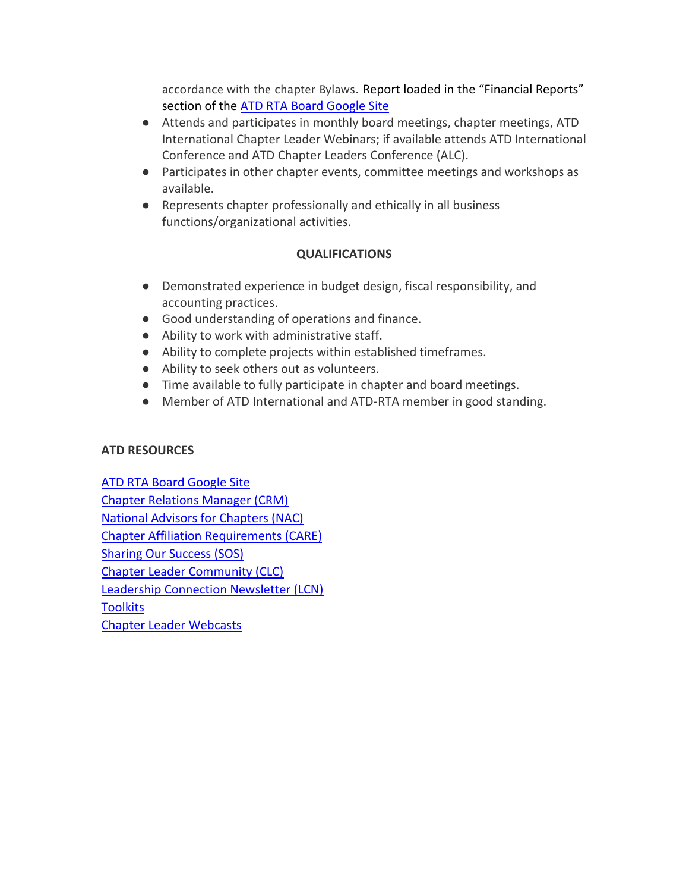accordance with the chapter Bylaws. Report loaded in the "Financial Reports" section of the [ATD RTA Board Google Site]

- Attends and participates in monthly board meetings, chapter meetings, ATD International Chapter Leader Webinars; if available attends ATD International Conference and ATD Chapter Leaders Conference (ALC).
- Participates in other chapter events, committee meetings and workshops as available.
- Represents chapter professionally and ethically in all business functions/organizational activities.

**QUALIFICATIONS**

- Demonstrated experience in budget design, fiscal responsibility, and accounting practices.
- Good understanding of operations and finance.
- Ability to work with administrative staff.
- Ability to complete projects within established timeframes.
- Ability to seek others out as volunteers.
- Time available to fully participate in chapter and board meetings.
- Member of ATD International and ATD-RTA member in good standing.

**ATD RESOURCES**

ATD RTA Board Google Site
Chapter Relations Manager (CRM)
National Advisors for Chapters (NAC)
Chapter Affiliation Requirements (CARE)
Sharing Our Success (SOS)
Chapter Leader Community (CLC)
Leadership Connection Newsletter (LCN)
Toolkits
Chapter Leader Webcasts